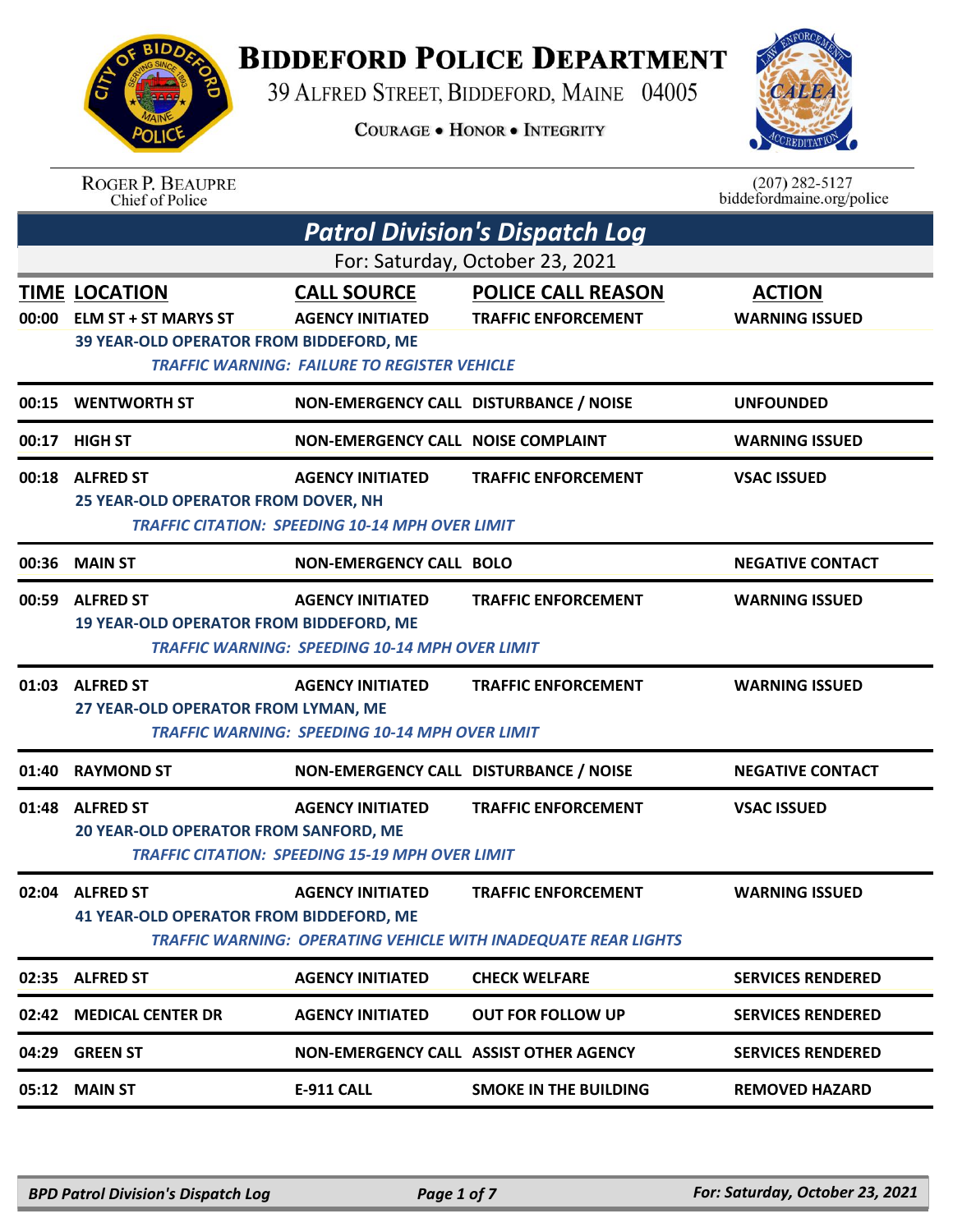# Biddeford Police Department

39 Alfred Street, Biddeford, Maine 04005

Courage • Honor • Integrity

Roger P. Beaupre
Chief of Police

(207) 282-5127
biddefordmaine.org/police

## Patrol Division's Dispatch Log

For: Saturday, October 23, 2021

| TIME | LOCATION | CALL SOURCE | POLICE CALL REASON | ACTION |
|---|---|---|---|---|
| 00:00 | ELM ST + ST MARYS ST | AGENCY INITIATED | TRAFFIC ENFORCEMENT | WARNING ISSUED |
| | 39 YEAR-OLD OPERATOR FROM BIDDEFORD, ME | | | |
| | *TRAFFIC WARNING: FAILURE TO REGISTER VEHICLE* | | | |
| 00:15 | WENTWORTH ST | NON-EMERGENCY CALL | DISTURBANCE / NOISE | UNFOUNDED |
| 00:17 | HIGH ST | NON-EMERGENCY CALL | NOISE COMPLAINT | WARNING ISSUED |
| 00:18 | ALFRED ST | AGENCY INITIATED | TRAFFIC ENFORCEMENT | VSAC ISSUED |
| | 25 YEAR-OLD OPERATOR FROM DOVER, NH | | | |
| | *TRAFFIC CITATION: SPEEDING 10-14 MPH OVER LIMIT* | | | |
| 00:36 | MAIN ST | NON-EMERGENCY CALL | BOLO | NEGATIVE CONTACT |
| 00:59 | ALFRED ST | AGENCY INITIATED | TRAFFIC ENFORCEMENT | WARNING ISSUED |
| | 19 YEAR-OLD OPERATOR FROM BIDDEFORD, ME | | | |
| | *TRAFFIC WARNING: SPEEDING 10-14 MPH OVER LIMIT* | | | |
| 01:03 | ALFRED ST | AGENCY INITIATED | TRAFFIC ENFORCEMENT | WARNING ISSUED |
| | 27 YEAR-OLD OPERATOR FROM LYMAN, ME | | | |
| | *TRAFFIC WARNING: SPEEDING 10-14 MPH OVER LIMIT* | | | |
| 01:40 | RAYMOND ST | NON-EMERGENCY CALL | DISTURBANCE / NOISE | NEGATIVE CONTACT |
| 01:48 | ALFRED ST | AGENCY INITIATED | TRAFFIC ENFORCEMENT | VSAC ISSUED |
| | 20 YEAR-OLD OPERATOR FROM SANFORD, ME | | | |
| | *TRAFFIC CITATION: SPEEDING 15-19 MPH OVER LIMIT* | | | |
| 02:04 | ALFRED ST | AGENCY INITIATED | TRAFFIC ENFORCEMENT | WARNING ISSUED |
| | 41 YEAR-OLD OPERATOR FROM BIDDEFORD, ME | | | |
| | *TRAFFIC WARNING: OPERATING VEHICLE WITH INADEQUATE REAR LIGHTS* | | | |
| 02:35 | ALFRED ST | AGENCY INITIATED | CHECK WELFARE | SERVICES RENDERED |
| 02:42 | MEDICAL CENTER DR | AGENCY INITIATED | OUT FOR FOLLOW UP | SERVICES RENDERED |
| 04:29 | GREEN ST | NON-EMERGENCY CALL | ASSIST OTHER AGENCY | SERVICES RENDERED |
| 05:12 | MAIN ST | E-911 CALL | SMOKE IN THE BUILDING | REMOVED HAZARD |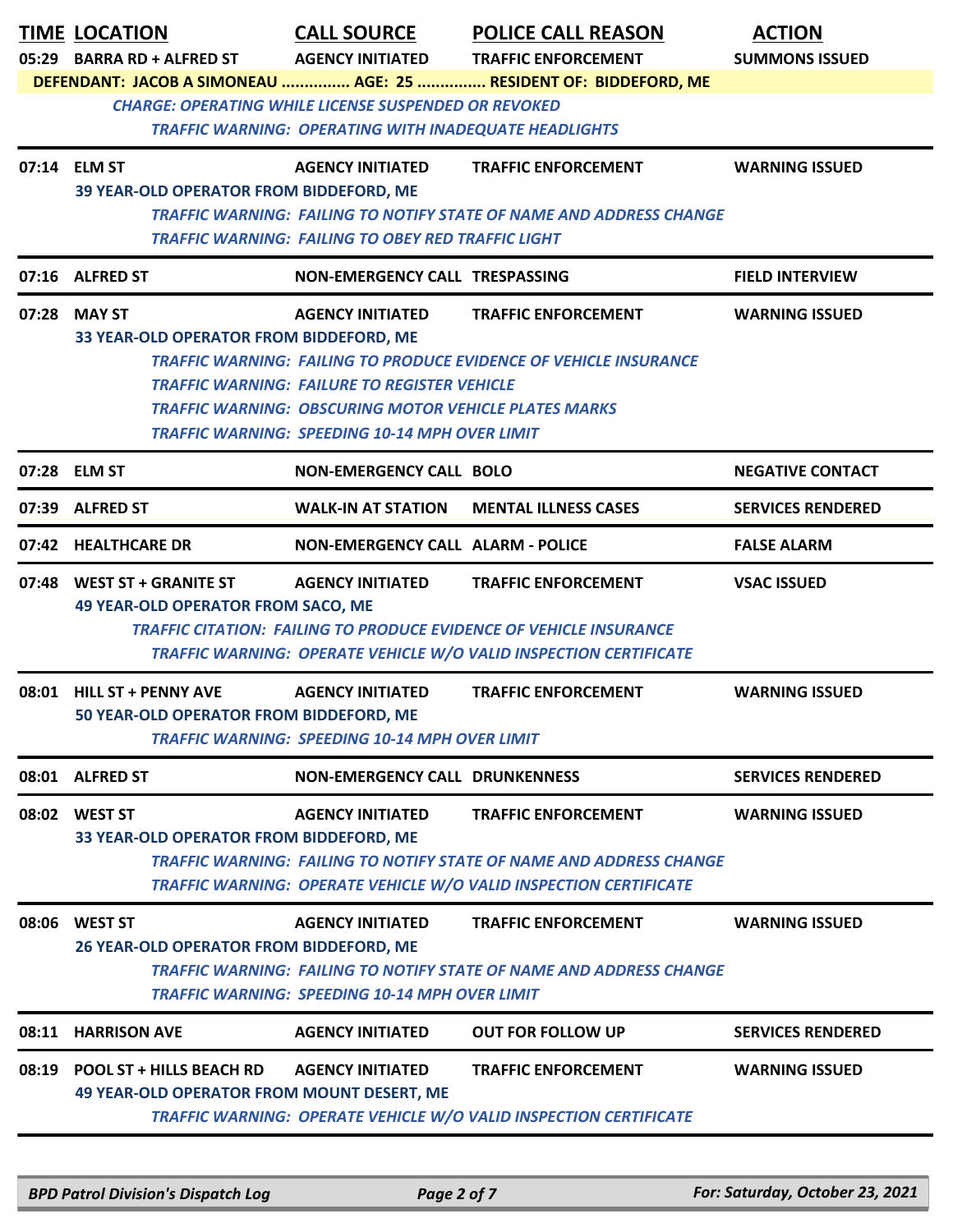| TIME | LOCATION | CALL SOURCE | POLICE CALL REASON | ACTION |
|---|---|---|---|---|
| 05:29 | BARRA RD + ALFRED ST | AGENCY INITIATED | TRAFFIC ENFORCEMENT | SUMMONS ISSUED |
| | DEFENDANT: JACOB A SIMONEAU ............... AGE: 25 ............... RESIDENT OF: BIDDEFORD, ME | | | |
| | *CHARGE: OPERATING WHILE LICENSE SUSPENDED OR REVOKED* | | | |
| | *TRAFFIC WARNING: OPERATING WITH INADEQUATE HEADLIGHTS* | | | |
| 07:14 | ELM ST | AGENCY INITIATED | TRAFFIC ENFORCEMENT | WARNING ISSUED |
| | 39 YEAR-OLD OPERATOR FROM BIDDEFORD, ME | | | |
| | *TRAFFIC WARNING: FAILING TO NOTIFY STATE OF NAME AND ADDRESS CHANGE* | | | |
| | *TRAFFIC WARNING: FAILING TO OBEY RED TRAFFIC LIGHT* | | | |
| 07:16 | ALFRED ST | NON-EMERGENCY CALL | TRESPASSING | FIELD INTERVIEW |
| 07:28 | MAY ST | AGENCY INITIATED | TRAFFIC ENFORCEMENT | WARNING ISSUED |
| | 33 YEAR-OLD OPERATOR FROM BIDDEFORD, ME | | | |
| | *TRAFFIC WARNING: FAILING TO PRODUCE EVIDENCE OF VEHICLE INSURANCE* | | | |
| | *TRAFFIC WARNING: FAILURE TO REGISTER VEHICLE* | | | |
| | *TRAFFIC WARNING: OBSCURING MOTOR VEHICLE PLATES MARKS* | | | |
| | *TRAFFIC WARNING: SPEEDING 10-14 MPH OVER LIMIT* | | | |
| 07:28 | ELM ST | NON-EMERGENCY CALL | BOLO | NEGATIVE CONTACT |
| 07:39 | ALFRED ST | WALK-IN AT STATION | MENTAL ILLNESS CASES | SERVICES RENDERED |
| 07:42 | HEALTHCARE DR | NON-EMERGENCY CALL | ALARM - POLICE | FALSE ALARM |
| 07:48 | WEST ST + GRANITE ST | AGENCY INITIATED | TRAFFIC ENFORCEMENT | VSAC ISSUED |
| | 49 YEAR-OLD OPERATOR FROM SACO, ME | | | |
| | *TRAFFIC CITATION: FAILING TO PRODUCE EVIDENCE OF VEHICLE INSURANCE* | | | |
| | *TRAFFIC WARNING: OPERATE VEHICLE W/O VALID INSPECTION CERTIFICATE* | | | |
| 08:01 | HILL ST + PENNY AVE | AGENCY INITIATED | TRAFFIC ENFORCEMENT | WARNING ISSUED |
| | 50 YEAR-OLD OPERATOR FROM BIDDEFORD, ME | | | |
| | *TRAFFIC WARNING: SPEEDING 10-14 MPH OVER LIMIT* | | | |
| 08:01 | ALFRED ST | NON-EMERGENCY CALL | DRUNKENNESS | SERVICES RENDERED |
| 08:02 | WEST ST | AGENCY INITIATED | TRAFFIC ENFORCEMENT | WARNING ISSUED |
| | 33 YEAR-OLD OPERATOR FROM BIDDEFORD, ME | | | |
| | *TRAFFIC WARNING: FAILING TO NOTIFY STATE OF NAME AND ADDRESS CHANGE* | | | |
| | *TRAFFIC WARNING: OPERATE VEHICLE W/O VALID INSPECTION CERTIFICATE* | | | |
| 08:06 | WEST ST | AGENCY INITIATED | TRAFFIC ENFORCEMENT | WARNING ISSUED |
| | 26 YEAR-OLD OPERATOR FROM BIDDEFORD, ME | | | |
| | *TRAFFIC WARNING: FAILING TO NOTIFY STATE OF NAME AND ADDRESS CHANGE* | | | |
| | *TRAFFIC WARNING: SPEEDING 10-14 MPH OVER LIMIT* | | | |
| 08:11 | HARRISON AVE | AGENCY INITIATED | OUT FOR FOLLOW UP | SERVICES RENDERED |
| 08:19 | POOL ST + HILLS BEACH RD | AGENCY INITIATED | TRAFFIC ENFORCEMENT | WARNING ISSUED |
| | 49 YEAR-OLD OPERATOR FROM MOUNT DESERT, ME | | | |
| | *TRAFFIC WARNING: OPERATE VEHICLE W/O VALID INSPECTION CERTIFICATE* | | | |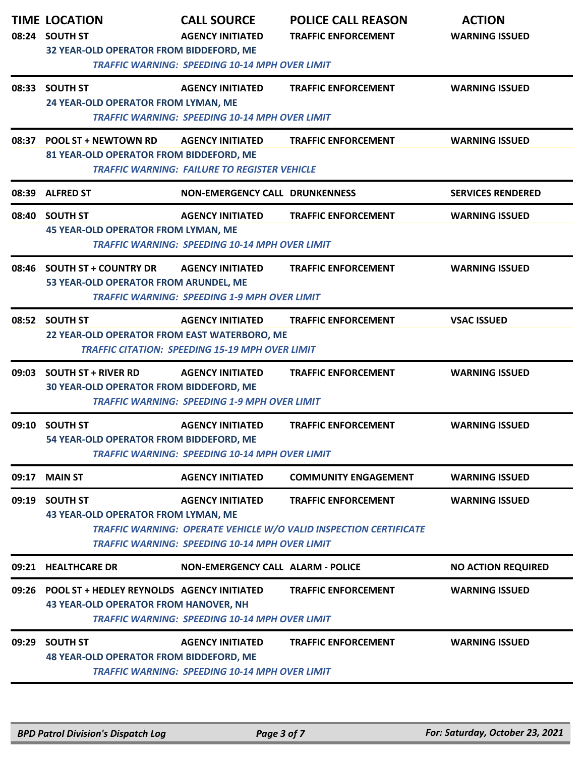| TIME | LOCATION | CALL SOURCE | POLICE CALL REASON | ACTION |
|---|---|---|---|---|
| 08:24 | SOUTH ST | AGENCY INITIATED | TRAFFIC ENFORCEMENT | WARNING ISSUED |
| | 32 YEAR-OLD OPERATOR FROM BIDDEFORD, ME | | | |
| | *TRAFFIC WARNING: SPEEDING 10-14 MPH OVER LIMIT* | | | |
| 08:33 | SOUTH ST | AGENCY INITIATED | TRAFFIC ENFORCEMENT | WARNING ISSUED |
| | 24 YEAR-OLD OPERATOR FROM LYMAN, ME | | | |
| | *TRAFFIC WARNING: SPEEDING 10-14 MPH OVER LIMIT* | | | |
| 08:37 | POOL ST + NEWTOWN RD | AGENCY INITIATED | TRAFFIC ENFORCEMENT | WARNING ISSUED |
| | 81 YEAR-OLD OPERATOR FROM BIDDEFORD, ME | | | |
| | *TRAFFIC WARNING: FAILURE TO REGISTER VEHICLE* | | | |
| 08:39 | ALFRED ST | NON-EMERGENCY CALL | DRUNKENNESS | SERVICES RENDERED |
| 08:40 | SOUTH ST | AGENCY INITIATED | TRAFFIC ENFORCEMENT | WARNING ISSUED |
| | 45 YEAR-OLD OPERATOR FROM LYMAN, ME | | | |
| | *TRAFFIC WARNING: SPEEDING 10-14 MPH OVER LIMIT* | | | |
| 08:46 | SOUTH ST + COUNTRY DR | AGENCY INITIATED | TRAFFIC ENFORCEMENT | WARNING ISSUED |
| | 53 YEAR-OLD OPERATOR FROM ARUNDEL, ME | | | |
| | *TRAFFIC WARNING: SPEEDING 1-9 MPH OVER LIMIT* | | | |
| 08:52 | SOUTH ST | AGENCY INITIATED | TRAFFIC ENFORCEMENT | VSAC ISSUED |
| | 22 YEAR-OLD OPERATOR FROM EAST WATERBORO, ME | | | |
| | *TRAFFIC CITATION: SPEEDING 15-19 MPH OVER LIMIT* | | | |
| 09:03 | SOUTH ST + RIVER RD | AGENCY INITIATED | TRAFFIC ENFORCEMENT | WARNING ISSUED |
| | 30 YEAR-OLD OPERATOR FROM BIDDEFORD, ME | | | |
| | *TRAFFIC WARNING: SPEEDING 1-9 MPH OVER LIMIT* | | | |
| 09:10 | SOUTH ST | AGENCY INITIATED | TRAFFIC ENFORCEMENT | WARNING ISSUED |
| | 54 YEAR-OLD OPERATOR FROM BIDDEFORD, ME | | | |
| | *TRAFFIC WARNING: SPEEDING 10-14 MPH OVER LIMIT* | | | |
| 09:17 | MAIN ST | AGENCY INITIATED | COMMUNITY ENGAGEMENT | WARNING ISSUED |
| 09:19 | SOUTH ST | AGENCY INITIATED | TRAFFIC ENFORCEMENT | WARNING ISSUED |
| | 43 YEAR-OLD OPERATOR FROM LYMAN, ME | | | |
| | *TRAFFIC WARNING: OPERATE VEHICLE W/O VALID INSPECTION CERTIFICATE* | | | |
| | *TRAFFIC WARNING: SPEEDING 10-14 MPH OVER LIMIT* | | | |
| 09:21 | HEALTHCARE DR | NON-EMERGENCY CALL | ALARM - POLICE | NO ACTION REQUIRED |
| 09:26 | POOL ST + HEDLEY REYNOLDS | AGENCY INITIATED | TRAFFIC ENFORCEMENT | WARNING ISSUED |
| | 43 YEAR-OLD OPERATOR FROM HANOVER, NH | | | |
| | *TRAFFIC WARNING: SPEEDING 10-14 MPH OVER LIMIT* | | | |
| 09:29 | SOUTH ST | AGENCY INITIATED | TRAFFIC ENFORCEMENT | WARNING ISSUED |
| | 48 YEAR-OLD OPERATOR FROM BIDDEFORD, ME | | | |
| | *TRAFFIC WARNING: SPEEDING 10-14 MPH OVER LIMIT* | | | |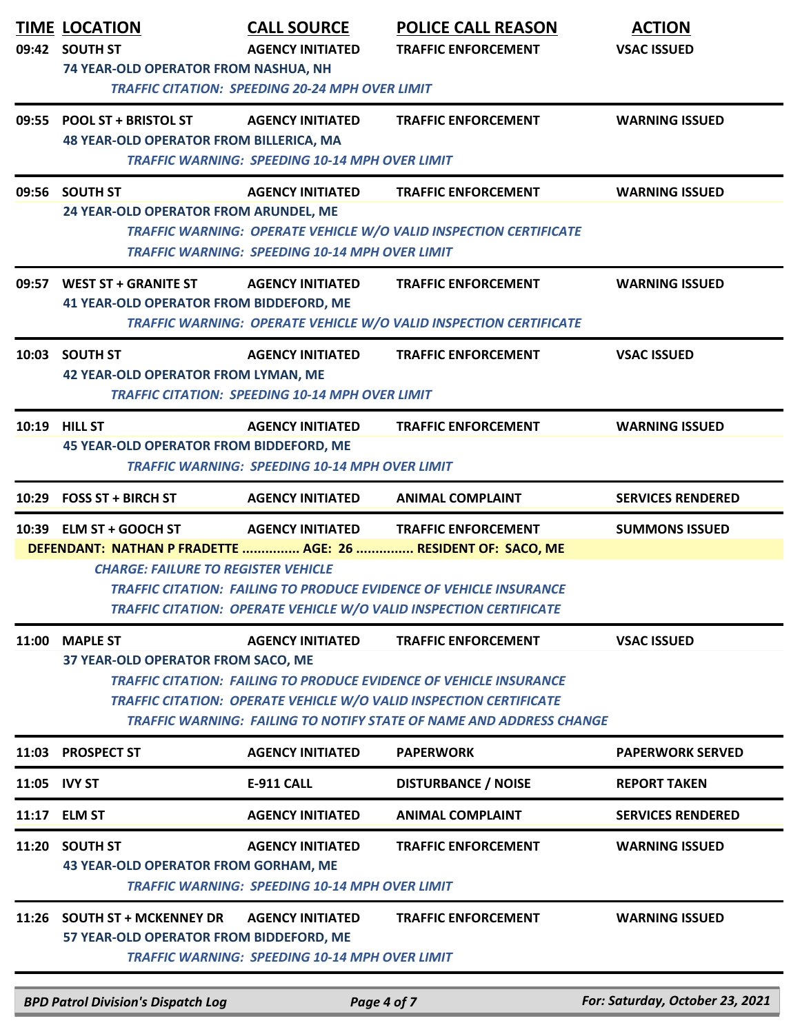| TIME | LOCATION | CALL SOURCE | POLICE CALL REASON | ACTION |
|---|---|---|---|---|
| 09:42 | SOUTH ST | AGENCY INITIATED | TRAFFIC ENFORCEMENT | VSAC ISSUED |

74 YEAR-OLD OPERATOR FROM NASHUA, NH
*TRAFFIC CITATION: SPEEDING 20-24 MPH OVER LIMIT*

| TIME | LOCATION | CALL SOURCE | POLICE CALL REASON | ACTION |
|---|---|---|---|---|
| 09:55 | POOL ST + BRISTOL ST | AGENCY INITIATED | TRAFFIC ENFORCEMENT | WARNING ISSUED |

48 YEAR-OLD OPERATOR FROM BILLERICA, MA
*TRAFFIC WARNING: SPEEDING 10-14 MPH OVER LIMIT*

| TIME | LOCATION | CALL SOURCE | POLICE CALL REASON | ACTION |
|---|---|---|---|---|
| 09:56 | SOUTH ST | AGENCY INITIATED | TRAFFIC ENFORCEMENT | WARNING ISSUED |

24 YEAR-OLD OPERATOR FROM ARUNDEL, ME
*TRAFFIC WARNING: OPERATE VEHICLE W/O VALID INSPECTION CERTIFICATE*
*TRAFFIC WARNING: SPEEDING 10-14 MPH OVER LIMIT*

| TIME | LOCATION | CALL SOURCE | POLICE CALL REASON | ACTION |
|---|---|---|---|---|
| 09:57 | WEST ST + GRANITE ST | AGENCY INITIATED | TRAFFIC ENFORCEMENT | WARNING ISSUED |

41 YEAR-OLD OPERATOR FROM BIDDEFORD, ME
*TRAFFIC WARNING: OPERATE VEHICLE W/O VALID INSPECTION CERTIFICATE*

| TIME | LOCATION | CALL SOURCE | POLICE CALL REASON | ACTION |
|---|---|---|---|---|
| 10:03 | SOUTH ST | AGENCY INITIATED | TRAFFIC ENFORCEMENT | VSAC ISSUED |

42 YEAR-OLD OPERATOR FROM LYMAN, ME
*TRAFFIC CITATION: SPEEDING 10-14 MPH OVER LIMIT*

| TIME | LOCATION | CALL SOURCE | POLICE CALL REASON | ACTION |
|---|---|---|---|---|
| 10:19 | HILL ST | AGENCY INITIATED | TRAFFIC ENFORCEMENT | WARNING ISSUED |

45 YEAR-OLD OPERATOR FROM BIDDEFORD, ME
*TRAFFIC WARNING: SPEEDING 10-14 MPH OVER LIMIT*

| TIME | LOCATION | CALL SOURCE | POLICE CALL REASON | ACTION |
|---|---|---|---|---|
| 10:29 | FOSS ST + BIRCH ST | AGENCY INITIATED | ANIMAL COMPLAINT | SERVICES RENDERED |
| 10:39 | ELM ST + GOOCH ST | AGENCY INITIATED | TRAFFIC ENFORCEMENT | SUMMONS ISSUED |

**DEFENDANT: NATHAN P FRADETTE ............... AGE: 26 ............... RESIDENT OF: SACO, ME**
*CHARGE: FAILURE TO REGISTER VEHICLE*
*TRAFFIC CITATION: FAILING TO PRODUCE EVIDENCE OF VEHICLE INSURANCE*
*TRAFFIC CITATION: OPERATE VEHICLE W/O VALID INSPECTION CERTIFICATE*

| TIME | LOCATION | CALL SOURCE | POLICE CALL REASON | ACTION |
|---|---|---|---|---|
| 11:00 | MAPLE ST | AGENCY INITIATED | TRAFFIC ENFORCEMENT | VSAC ISSUED |

37 YEAR-OLD OPERATOR FROM SACO, ME
*TRAFFIC CITATION: FAILING TO PRODUCE EVIDENCE OF VEHICLE INSURANCE*
*TRAFFIC CITATION: OPERATE VEHICLE W/O VALID INSPECTION CERTIFICATE*
*TRAFFIC WARNING: FAILING TO NOTIFY STATE OF NAME AND ADDRESS CHANGE*

| TIME | LOCATION | CALL SOURCE | POLICE CALL REASON | ACTION |
|---|---|---|---|---|
| 11:03 | PROSPECT ST | AGENCY INITIATED | PAPERWORK | PAPERWORK SERVED |
| 11:05 | IVY ST | E-911 CALL | DISTURBANCE / NOISE | REPORT TAKEN |
| 11:17 | ELM ST | AGENCY INITIATED | ANIMAL COMPLAINT | SERVICES RENDERED |
| 11:20 | SOUTH ST | AGENCY INITIATED | TRAFFIC ENFORCEMENT | WARNING ISSUED |

43 YEAR-OLD OPERATOR FROM GORHAM, ME
*TRAFFIC WARNING: SPEEDING 10-14 MPH OVER LIMIT*

| TIME | LOCATION | CALL SOURCE | POLICE CALL REASON | ACTION |
|---|---|---|---|---|
| 11:26 | SOUTH ST + MCKENNEY DR | AGENCY INITIATED | TRAFFIC ENFORCEMENT | WARNING ISSUED |

57 YEAR-OLD OPERATOR FROM BIDDEFORD, ME
*TRAFFIC WARNING: SPEEDING 10-14 MPH OVER LIMIT*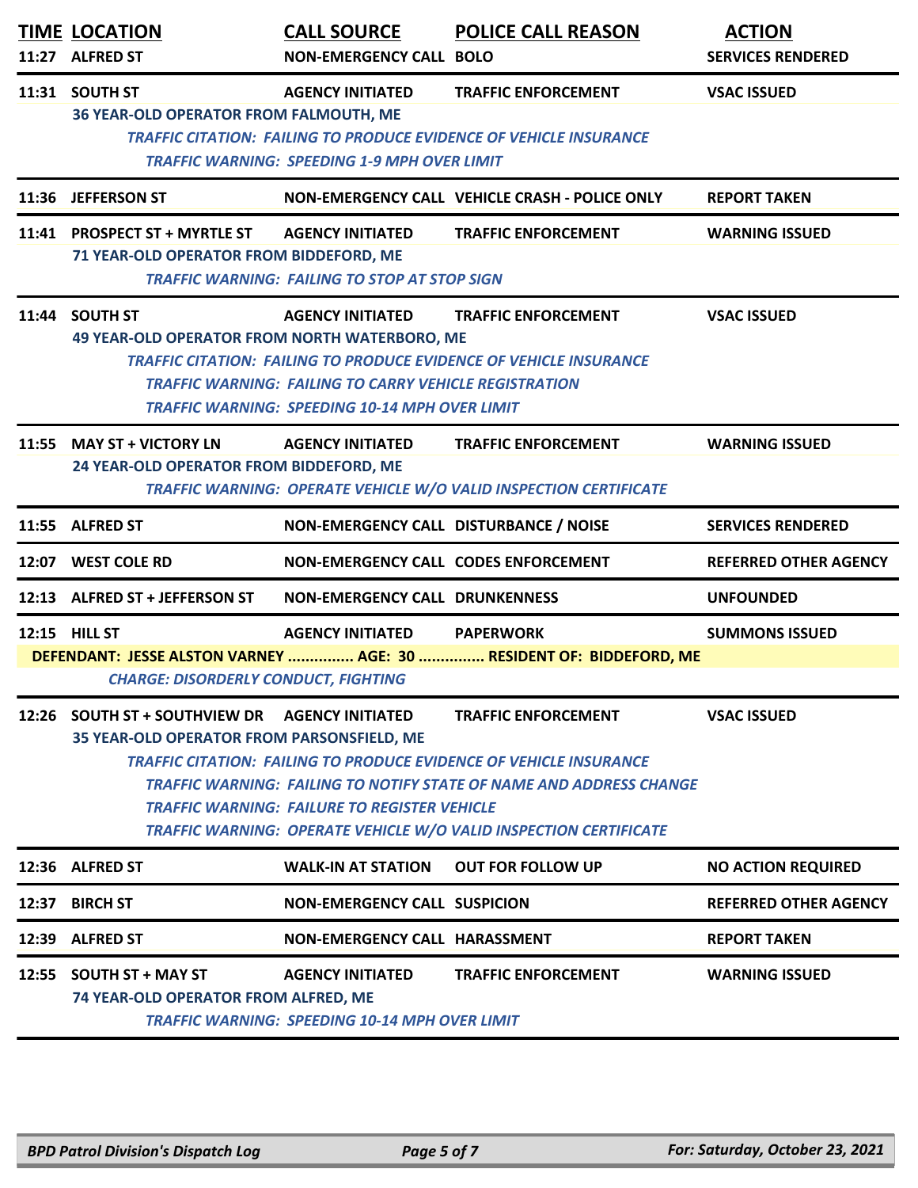| TIME | LOCATION | CALL SOURCE | POLICE CALL REASON | ACTION |
|---|---|---|---|---|
| 11:27 | ALFRED ST | NON-EMERGENCY CALL | BOLO | SERVICES RENDERED |
| 11:31 | SOUTH ST | AGENCY INITIATED | TRAFFIC ENFORCEMENT | VSAC ISSUED |
| | 36 YEAR-OLD OPERATOR FROM FALMOUTH, ME | | | |
| | *TRAFFIC CITATION: FAILING TO PRODUCE EVIDENCE OF VEHICLE INSURANCE* | | | |
| | *TRAFFIC WARNING: SPEEDING 1-9 MPH OVER LIMIT* | | | |
| 11:36 | JEFFERSON ST | NON-EMERGENCY CALL | VEHICLE CRASH - POLICE ONLY | REPORT TAKEN |
| 11:41 | PROSPECT ST + MYRTLE ST | AGENCY INITIATED | TRAFFIC ENFORCEMENT | WARNING ISSUED |
| | 71 YEAR-OLD OPERATOR FROM BIDDEFORD, ME | | | |
| | *TRAFFIC WARNING: FAILING TO STOP AT STOP SIGN* | | | |
| 11:44 | SOUTH ST | AGENCY INITIATED | TRAFFIC ENFORCEMENT | VSAC ISSUED |
| | 49 YEAR-OLD OPERATOR FROM NORTH WATERBORO, ME | | | |
| | *TRAFFIC CITATION: FAILING TO PRODUCE EVIDENCE OF VEHICLE INSURANCE* | | | |
| | *TRAFFIC WARNING: FAILING TO CARRY VEHICLE REGISTRATION* | | | |
| | *TRAFFIC WARNING: SPEEDING 10-14 MPH OVER LIMIT* | | | |
| 11:55 | MAY ST + VICTORY LN | AGENCY INITIATED | TRAFFIC ENFORCEMENT | WARNING ISSUED |
| | 24 YEAR-OLD OPERATOR FROM BIDDEFORD, ME | | | |
| | *TRAFFIC WARNING: OPERATE VEHICLE W/O VALID INSPECTION CERTIFICATE* | | | |
| 11:55 | ALFRED ST | NON-EMERGENCY CALL | DISTURBANCE / NOISE | SERVICES RENDERED |
| 12:07 | WEST COLE RD | NON-EMERGENCY CALL | CODES ENFORCEMENT | REFERRED OTHER AGENCY |
| 12:13 | ALFRED ST + JEFFERSON ST | NON-EMERGENCY CALL | DRUNKENNESS | UNFOUNDED |
| 12:15 | HILL ST | AGENCY INITIATED | PAPERWORK | SUMMONS ISSUED |
| | DEFENDANT: JESSE ALSTON VARNEY ............... AGE: 30 ............... RESIDENT OF: BIDDEFORD, ME | | | |
| | *CHARGE: DISORDERLY CONDUCT, FIGHTING* | | | |
| 12:26 | SOUTH ST + SOUTHVIEW DR | AGENCY INITIATED | TRAFFIC ENFORCEMENT | VSAC ISSUED |
| | 35 YEAR-OLD OPERATOR FROM PARSONSFIELD, ME | | | |
| | *TRAFFIC CITATION: FAILING TO PRODUCE EVIDENCE OF VEHICLE INSURANCE* | | | |
| | *TRAFFIC WARNING: FAILING TO NOTIFY STATE OF NAME AND ADDRESS CHANGE* | | | |
| | *TRAFFIC WARNING: FAILURE TO REGISTER VEHICLE* | | | |
| | *TRAFFIC WARNING: OPERATE VEHICLE W/O VALID INSPECTION CERTIFICATE* | | | |
| 12:36 | ALFRED ST | WALK-IN AT STATION | OUT FOR FOLLOW UP | NO ACTION REQUIRED |
| 12:37 | BIRCH ST | NON-EMERGENCY CALL | SUSPICION | REFERRED OTHER AGENCY |
| 12:39 | ALFRED ST | NON-EMERGENCY CALL | HARASSMENT | REPORT TAKEN |
| 12:55 | SOUTH ST + MAY ST | AGENCY INITIATED | TRAFFIC ENFORCEMENT | WARNING ISSUED |
| | 74 YEAR-OLD OPERATOR FROM ALFRED, ME | | | |
| | *TRAFFIC WARNING: SPEEDING 10-14 MPH OVER LIMIT* | | | |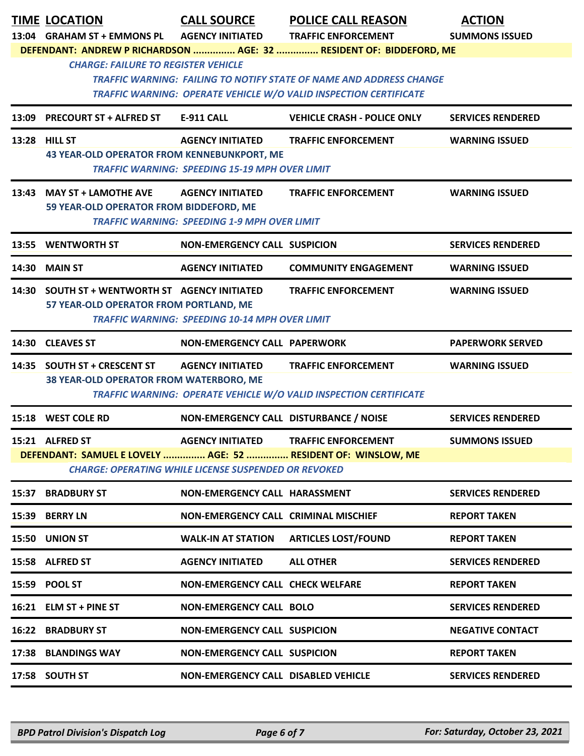| TIME | LOCATION | CALL SOURCE | POLICE CALL REASON | ACTION |
|---|---|---|---|---|
| 13:04 | GRAHAM ST + EMMONS PL | AGENCY INITIATED | TRAFFIC ENFORCEMENT | SUMMONS ISSUED |
| | DEFENDANT: ANDREW P RICHARDSON ............... AGE: 32 ............... RESIDENT OF: BIDDEFORD, ME | | | |
| | *CHARGE: FAILURE TO REGISTER VEHICLE* | | | |
| | | | *TRAFFIC WARNING: FAILING TO NOTIFY STATE OF NAME AND ADDRESS CHANGE* | |
| | | | *TRAFFIC WARNING: OPERATE VEHICLE W/O VALID INSPECTION CERTIFICATE* | |
| 13:09 | PRECOURT ST + ALFRED ST | E-911 CALL | VEHICLE CRASH - POLICE ONLY | SERVICES RENDERED |
| 13:28 | HILL ST | AGENCY INITIATED | TRAFFIC ENFORCEMENT | WARNING ISSUED |
| | 43 YEAR-OLD OPERATOR FROM KENNEBUNKPORT, ME | | | |
| | | *TRAFFIC WARNING: SPEEDING 15-19 MPH OVER LIMIT* | | |
| 13:43 | MAY ST + LAMOTHE AVE | AGENCY INITIATED | TRAFFIC ENFORCEMENT | WARNING ISSUED |
| | 59 YEAR-OLD OPERATOR FROM BIDDEFORD, ME | | | |
| | | *TRAFFIC WARNING: SPEEDING 1-9 MPH OVER LIMIT* | | |
| 13:55 | WENTWORTH ST | NON-EMERGENCY CALL | SUSPICION | SERVICES RENDERED |
| 14:30 | MAIN ST | AGENCY INITIATED | COMMUNITY ENGAGEMENT | WARNING ISSUED |
| 14:30 | SOUTH ST + WENTWORTH ST | AGENCY INITIATED | TRAFFIC ENFORCEMENT | WARNING ISSUED |
| | 57 YEAR-OLD OPERATOR FROM PORTLAND, ME | | | |
| | | *TRAFFIC WARNING: SPEEDING 10-14 MPH OVER LIMIT* | | |
| 14:30 | CLEAVES ST | NON-EMERGENCY CALL | PAPERWORK | PAPERWORK SERVED |
| 14:35 | SOUTH ST + CRESCENT ST | AGENCY INITIATED | TRAFFIC ENFORCEMENT | WARNING ISSUED |
| | 38 YEAR-OLD OPERATOR FROM WATERBORO, ME | | | |
| | | | *TRAFFIC WARNING: OPERATE VEHICLE W/O VALID INSPECTION CERTIFICATE* | |
| 15:18 | WEST COLE RD | NON-EMERGENCY CALL | DISTURBANCE / NOISE | SERVICES RENDERED |
| 15:21 | ALFRED ST | AGENCY INITIATED | TRAFFIC ENFORCEMENT | SUMMONS ISSUED |
| | DEFENDANT: SAMUEL E LOVELY ............... AGE: 52 ............... RESIDENT OF: WINSLOW, ME | | | |
| | *CHARGE: OPERATING WHILE LICENSE SUSPENDED OR REVOKED* | | | |
| 15:37 | BRADBURY ST | NON-EMERGENCY CALL | HARASSMENT | SERVICES RENDERED |
| 15:39 | BERRY LN | NON-EMERGENCY CALL | CRIMINAL MISCHIEF | REPORT TAKEN |
| 15:50 | UNION ST | WALK-IN AT STATION | ARTICLES LOST/FOUND | REPORT TAKEN |
| 15:58 | ALFRED ST | AGENCY INITIATED | ALL OTHER | SERVICES RENDERED |
| 15:59 | POOL ST | NON-EMERGENCY CALL | CHECK WELFARE | REPORT TAKEN |
| 16:21 | ELM ST + PINE ST | NON-EMERGENCY CALL | BOLO | SERVICES RENDERED |
| 16:22 | BRADBURY ST | NON-EMERGENCY CALL | SUSPICION | NEGATIVE CONTACT |
| 17:38 | BLANDINGS WAY | NON-EMERGENCY CALL | SUSPICION | REPORT TAKEN |
| 17:58 | SOUTH ST | NON-EMERGENCY CALL | DISABLED VEHICLE | SERVICES RENDERED |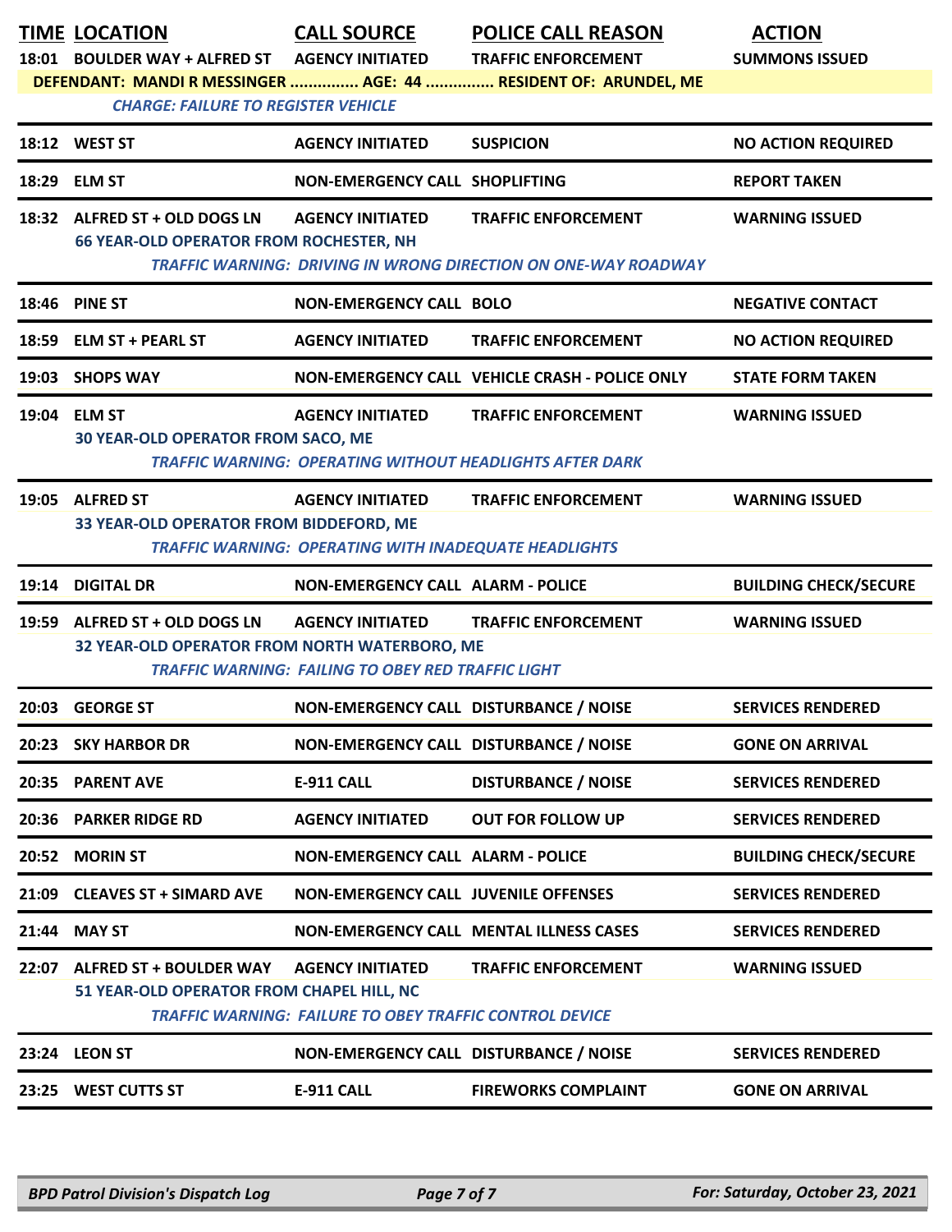| TIME | LOCATION | CALL SOURCE | POLICE CALL REASON | ACTION |
|---|---|---|---|---|
| 18:01 | BOULDER WAY + ALFRED ST | AGENCY INITIATED | TRAFFIC ENFORCEMENT | SUMMONS ISSUED |
| | DEFENDANT: MANDI R MESSINGER ............... AGE: 44 ............... RESIDENT OF: ARUNDEL, ME | | | |
| | CHARGE: FAILURE TO REGISTER VEHICLE | | | |
| 18:12 | WEST ST | AGENCY INITIATED | SUSPICION | NO ACTION REQUIRED |
| 18:29 | ELM ST | NON-EMERGENCY CALL | SHOPLIFTING | REPORT TAKEN |
| 18:32 | ALFRED ST + OLD DOGS LN | AGENCY INITIATED | TRAFFIC ENFORCEMENT | WARNING ISSUED |
| | 66 YEAR-OLD OPERATOR FROM ROCHESTER, NH | | | |
| | TRAFFIC WARNING: DRIVING IN WRONG DIRECTION ON ONE-WAY ROADWAY | | | |
| 18:46 | PINE ST | NON-EMERGENCY CALL | BOLO | NEGATIVE CONTACT |
| 18:59 | ELM ST + PEARL ST | AGENCY INITIATED | TRAFFIC ENFORCEMENT | NO ACTION REQUIRED |
| 19:03 | SHOPS WAY | NON-EMERGENCY CALL | VEHICLE CRASH - POLICE ONLY | STATE FORM TAKEN |
| 19:04 | ELM ST | AGENCY INITIATED | TRAFFIC ENFORCEMENT | WARNING ISSUED |
| | 30 YEAR-OLD OPERATOR FROM SACO, ME | | | |
| | TRAFFIC WARNING: OPERATING WITHOUT HEADLIGHTS AFTER DARK | | | |
| 19:05 | ALFRED ST | AGENCY INITIATED | TRAFFIC ENFORCEMENT | WARNING ISSUED |
| | 33 YEAR-OLD OPERATOR FROM BIDDEFORD, ME | | | |
| | TRAFFIC WARNING: OPERATING WITH INADEQUATE HEADLIGHTS | | | |
| 19:14 | DIGITAL DR | NON-EMERGENCY CALL | ALARM - POLICE | BUILDING CHECK/SECURE |
| 19:59 | ALFRED ST + OLD DOGS LN | AGENCY INITIATED | TRAFFIC ENFORCEMENT | WARNING ISSUED |
| | 32 YEAR-OLD OPERATOR FROM NORTH WATERBORO, ME | | | |
| | TRAFFIC WARNING: FAILING TO OBEY RED TRAFFIC LIGHT | | | |
| 20:03 | GEORGE ST | NON-EMERGENCY CALL | DISTURBANCE / NOISE | SERVICES RENDERED |
| 20:23 | SKY HARBOR DR | NON-EMERGENCY CALL | DISTURBANCE / NOISE | GONE ON ARRIVAL |
| 20:35 | PARENT AVE | E-911 CALL | DISTURBANCE / NOISE | SERVICES RENDERED |
| 20:36 | PARKER RIDGE RD | AGENCY INITIATED | OUT FOR FOLLOW UP | SERVICES RENDERED |
| 20:52 | MORIN ST | NON-EMERGENCY CALL | ALARM - POLICE | BUILDING CHECK/SECURE |
| 21:09 | CLEAVES ST + SIMARD AVE | NON-EMERGENCY CALL | JUVENILE OFFENSES | SERVICES RENDERED |
| 21:44 | MAY ST | NON-EMERGENCY CALL | MENTAL ILLNESS CASES | SERVICES RENDERED |
| 22:07 | ALFRED ST + BOULDER WAY | AGENCY INITIATED | TRAFFIC ENFORCEMENT | WARNING ISSUED |
| | 51 YEAR-OLD OPERATOR FROM CHAPEL HILL, NC | | | |
| | TRAFFIC WARNING: FAILURE TO OBEY TRAFFIC CONTROL DEVICE | | | |
| 23:24 | LEON ST | NON-EMERGENCY CALL | DISTURBANCE / NOISE | SERVICES RENDERED |
| 23:25 | WEST CUTTS ST | E-911 CALL | FIREWORKS COMPLAINT | GONE ON ARRIVAL |